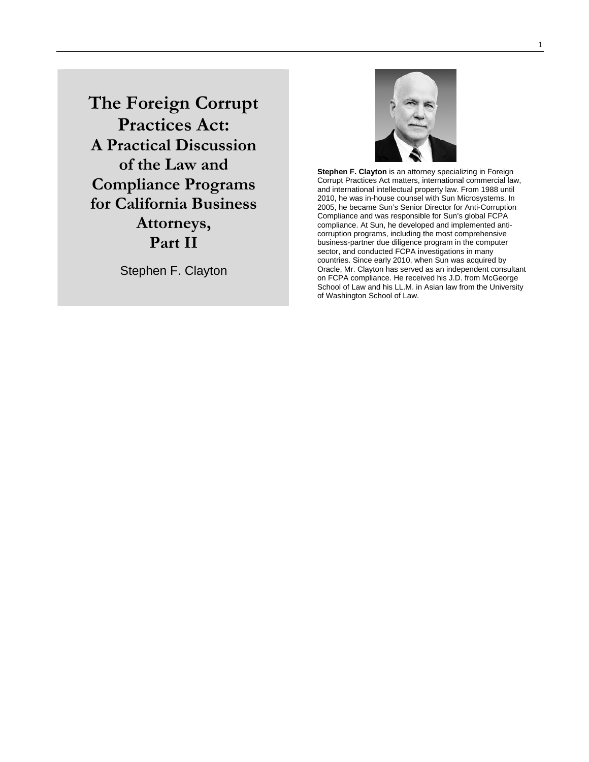# The Foreign Corrupt Practices Act: A Practical Discussion of the Law and Compliance Programs for California Business Attorneys, Part II

Stephen F. Clayton

**Stephen F. Clayton** is an attorney specializing in Foreign Corrupt Practices Act matters, international commercial law, and international intellectual property law. From 1988 until 2010, he was in-house counsel with Sun Microsystems. In 2005, he became Sun's Senior Director for Anti-Corruption Compliance and was responsible for Sun's global FCPA compliance. At Sun, he developed and implemented anti-corruption programs, including the most comprehensive business-partner due diligence program in the computer sector, and conducted FCPA investigations in many countries. Since early 2010, when Sun was acquired by Oracle, Mr. Clayton has served as an independent consultant on FCPA compliance. He received his J.D. from McGeorge School of Law and his LL.M. in Asian law from the University of Washington School of Law.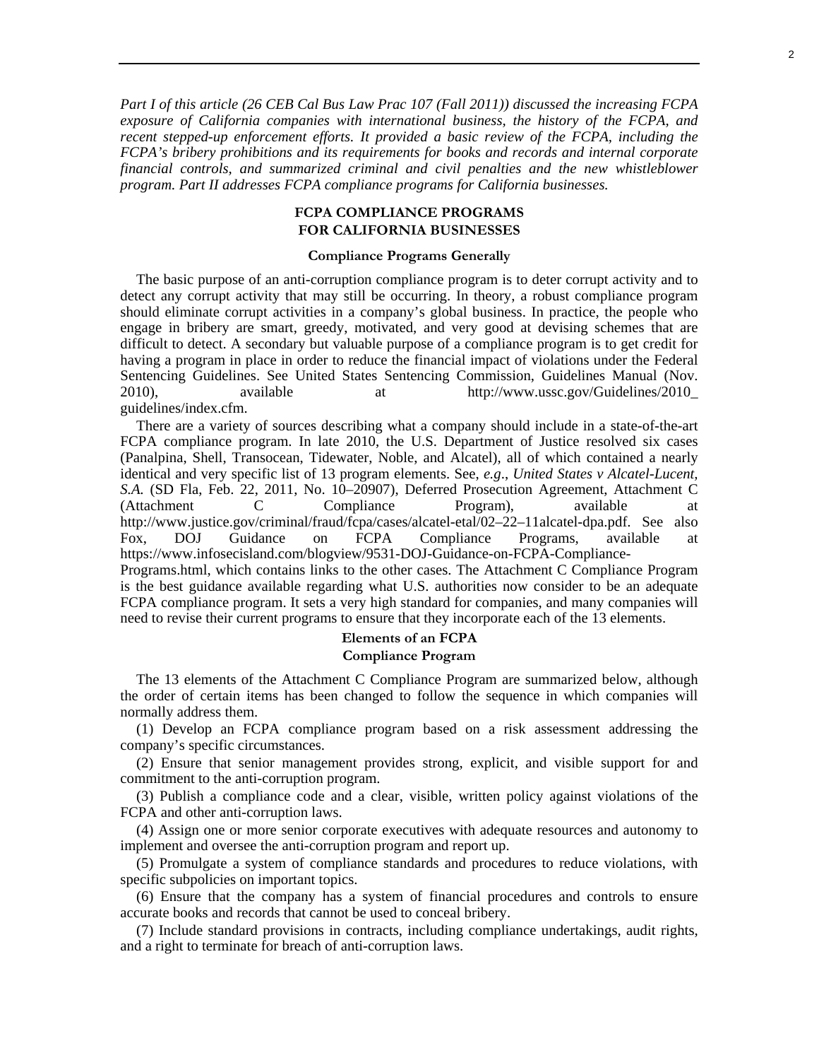*Part I of this article (26 CEB Cal Bus Law Prac 107 (Fall 2011)) discussed the increasing FCPA exposure of California companies with international business, the history of the FCPA, and recent stepped-up enforcement efforts. It provided a basic review of the FCPA, including the FCPA's bribery prohibitions and its requirements for books and records and internal corporate financial controls, and summarized criminal and civil penalties and the new whistleblower program. Part II addresses FCPA compliance programs for California businesses.*

## FCPA COMPLIANCE PROGRAMS FOR CALIFORNIA BUSINESSES

### Compliance Programs Generally

The basic purpose of an anti-corruption compliance program is to deter corrupt activity and to detect any corrupt activity that may still be occurring. In theory, a robust compliance program should eliminate corrupt activities in a company's global business. In practice, the people who engage in bribery are smart, greedy, motivated, and very good at devising schemes that are difficult to detect. A secondary but valuable purpose of a compliance program is to get credit for having a program in place in order to reduce the financial impact of violations under the Federal Sentencing Guidelines. See United States Sentencing Commission, Guidelines Manual (Nov. 2010), available at http://www.ussc.gov/Guidelines/2010_guidelines/index.cfm.

There are a variety of sources describing what a company should include in a state-of-the-art FCPA compliance program. In late 2010, the U.S. Department of Justice resolved six cases (Panalpina, Shell, Transocean, Tidewater, Noble, and Alcatel), all of which contained a nearly identical and very specific list of 13 program elements. See, *e.g*., *United States v Alcatel-Lucent, S.A.* (SD Fla, Feb. 22, 2011, No. 10–20907), Deferred Prosecution Agreement, Attachment C (Attachment C Compliance Program), available at http://www.justice.gov/criminal/fraud/fcpa/cases/alcatel-etal/02–22–11alcatel-dpa.pdf. See also Fox, DOJ Guidance on FCPA Compliance Programs, available at https://www.infosecisland.com/blogview/9531-DOJ-Guidance-on-FCPA-Compliance-Programs.html, which contains links to the other cases. The Attachment C Compliance Program is the best guidance available regarding what U.S. authorities now consider to be an adequate FCPA compliance program. It sets a very high standard for companies, and many companies will need to revise their current programs to ensure that they incorporate each of the 13 elements.

### Elements of an FCPA Compliance Program

The 13 elements of the Attachment C Compliance Program are summarized below, although the order of certain items has been changed to follow the sequence in which companies will normally address them.

(1) Develop an FCPA compliance program based on a risk assessment addressing the company's specific circumstances.

(2) Ensure that senior management provides strong, explicit, and visible support for and commitment to the anti-corruption program.

(3) Publish a compliance code and a clear, visible, written policy against violations of the FCPA and other anti-corruption laws.

(4) Assign one or more senior corporate executives with adequate resources and autonomy to implement and oversee the anti-corruption program and report up.

(5) Promulgate a system of compliance standards and procedures to reduce violations, with specific subpolicies on important topics.

(6) Ensure that the company has a system of financial procedures and controls to ensure accurate books and records that cannot be used to conceal bribery.

(7) Include standard provisions in contracts, including compliance undertakings, audit rights, and a right to terminate for breach of anti-corruption laws.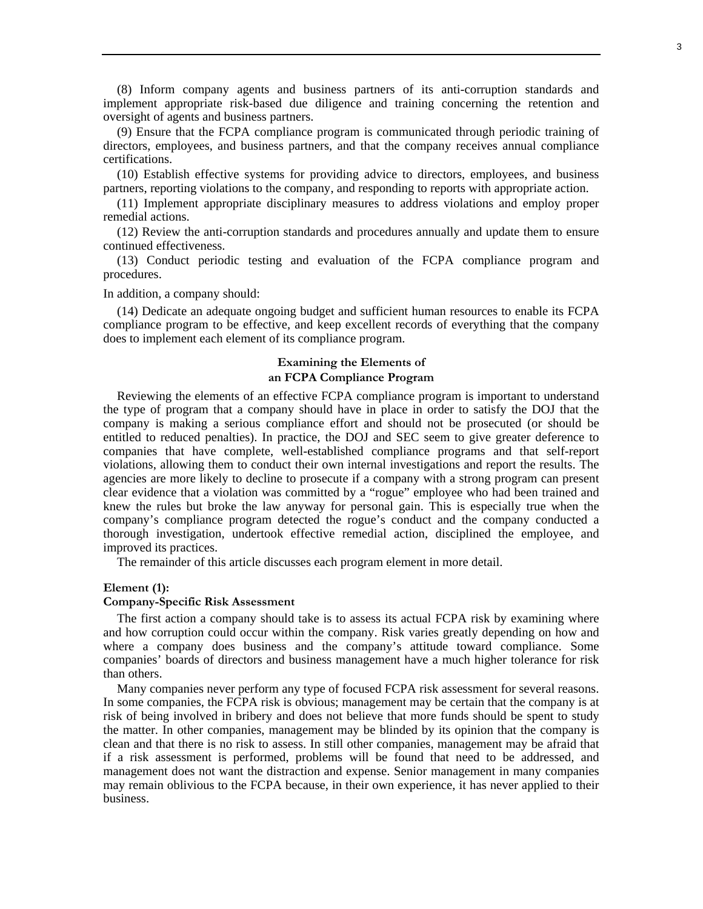(8) Inform company agents and business partners of its anti-corruption standards and implement appropriate risk-based due diligence and training concerning the retention and oversight of agents and business partners.

(9) Ensure that the FCPA compliance program is communicated through periodic training of directors, employees, and business partners, and that the company receives annual compliance certifications.

(10) Establish effective systems for providing advice to directors, employees, and business partners, reporting violations to the company, and responding to reports with appropriate action.

(11) Implement appropriate disciplinary measures to address violations and employ proper remedial actions.

(12) Review the anti-corruption standards and procedures annually and update them to ensure continued effectiveness.

(13) Conduct periodic testing and evaluation of the FCPA compliance program and procedures.

In addition, a company should:

(14) Dedicate an adequate ongoing budget and sufficient human resources to enable its FCPA compliance program to be effective, and keep excellent records of everything that the company does to implement each element of its compliance program.

## Examining the Elements of an FCPA Compliance Program

Reviewing the elements of an effective FCPA compliance program is important to understand the type of program that a company should have in place in order to satisfy the DOJ that the company is making a serious compliance effort and should not be prosecuted (or should be entitled to reduced penalties). In practice, the DOJ and SEC seem to give greater deference to companies that have complete, well-established compliance programs and that self-report violations, allowing them to conduct their own internal investigations and report the results. The agencies are more likely to decline to prosecute if a company with a strong program can present clear evidence that a violation was committed by a "rogue" employee who had been trained and knew the rules but broke the law anyway for personal gain. This is especially true when the company's compliance program detected the rogue's conduct and the company conducted a thorough investigation, undertook effective remedial action, disciplined the employee, and improved its practices.

The remainder of this article discusses each program element in more detail.

### Element (1): Company-Specific Risk Assessment

The first action a company should take is to assess its actual FCPA risk by examining where and how corruption could occur within the company. Risk varies greatly depending on how and where a company does business and the company's attitude toward compliance. Some companies' boards of directors and business management have a much higher tolerance for risk than others.

Many companies never perform any type of focused FCPA risk assessment for several reasons. In some companies, the FCPA risk is obvious; management may be certain that the company is at risk of being involved in bribery and does not believe that more funds should be spent to study the matter. In other companies, management may be blinded by its opinion that the company is clean and that there is no risk to assess. In still other companies, management may be afraid that if a risk assessment is performed, problems will be found that need to be addressed, and management does not want the distraction and expense. Senior management in many companies may remain oblivious to the FCPA because, in their own experience, it has never applied to their business.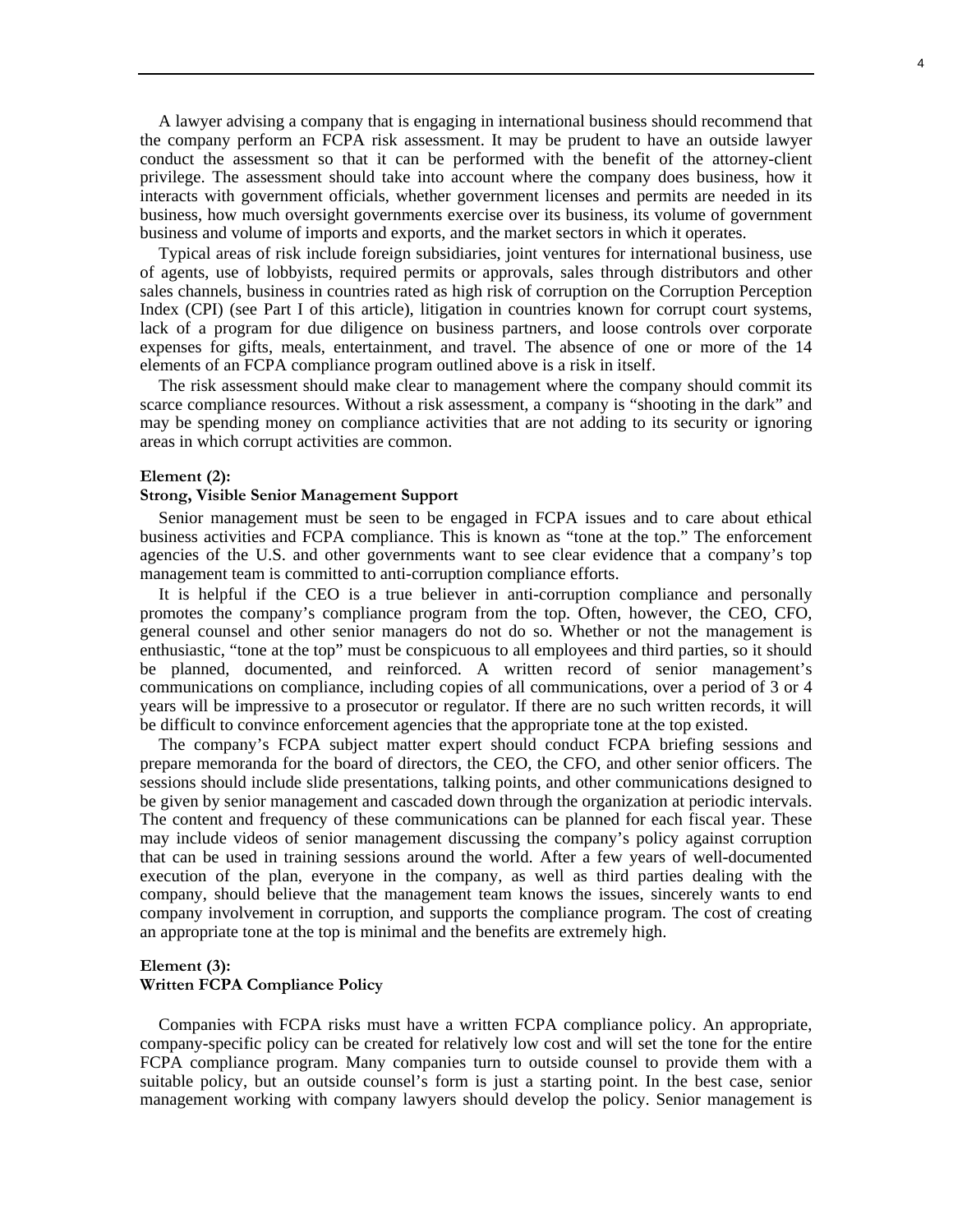A lawyer advising a company that is engaging in international business should recommend that the company perform an FCPA risk assessment. It may be prudent to have an outside lawyer conduct the assessment so that it can be performed with the benefit of the attorney-client privilege. The assessment should take into account where the company does business, how it interacts with government officials, whether government licenses and permits are needed in its business, how much oversight governments exercise over its business, its volume of government business and volume of imports and exports, and the market sectors in which it operates.

Typical areas of risk include foreign subsidiaries, joint ventures for international business, use of agents, use of lobbyists, required permits or approvals, sales through distributors and other sales channels, business in countries rated as high risk of corruption on the Corruption Perception Index (CPI) (see Part I of this article), litigation in countries known for corrupt court systems, lack of a program for due diligence on business partners, and loose controls over corporate expenses for gifts, meals, entertainment, and travel. The absence of one or more of the 14 elements of an FCPA compliance program outlined above is a risk in itself.

The risk assessment should make clear to management where the company should commit its scarce compliance resources. Without a risk assessment, a company is "shooting in the dark" and may be spending money on compliance activities that are not adding to its security or ignoring areas in which corrupt activities are common.

**Element (2):**
**Strong, Visible Senior Management Support**

Senior management must be seen to be engaged in FCPA issues and to care about ethical business activities and FCPA compliance. This is known as "tone at the top." The enforcement agencies of the U.S. and other governments want to see clear evidence that a company's top management team is committed to anti-corruption compliance efforts.

It is helpful if the CEO is a true believer in anti-corruption compliance and personally promotes the company's compliance program from the top. Often, however, the CEO, CFO, general counsel and other senior managers do not do so. Whether or not the management is enthusiastic, "tone at the top" must be conspicuous to all employees and third parties, so it should be planned, documented, and reinforced. A written record of senior management's communications on compliance, including copies of all communications, over a period of 3 or 4 years will be impressive to a prosecutor or regulator. If there are no such written records, it will be difficult to convince enforcement agencies that the appropriate tone at the top existed.

The company's FCPA subject matter expert should conduct FCPA briefing sessions and prepare memoranda for the board of directors, the CEO, the CFO, and other senior officers. The sessions should include slide presentations, talking points, and other communications designed to be given by senior management and cascaded down through the organization at periodic intervals. The content and frequency of these communications can be planned for each fiscal year. These may include videos of senior management discussing the company's policy against corruption that can be used in training sessions around the world. After a few years of well-documented execution of the plan, everyone in the company, as well as third parties dealing with the company, should believe that the management team knows the issues, sincerely wants to end company involvement in corruption, and supports the compliance program. The cost of creating an appropriate tone at the top is minimal and the benefits are extremely high.

**Element (3):**
**Written FCPA Compliance Policy**

Companies with FCPA risks must have a written FCPA compliance policy. An appropriate, company-specific policy can be created for relatively low cost and will set the tone for the entire FCPA compliance program. Many companies turn to outside counsel to provide them with a suitable policy, but an outside counsel's form is just a starting point. In the best case, senior management working with company lawyers should develop the policy. Senior management is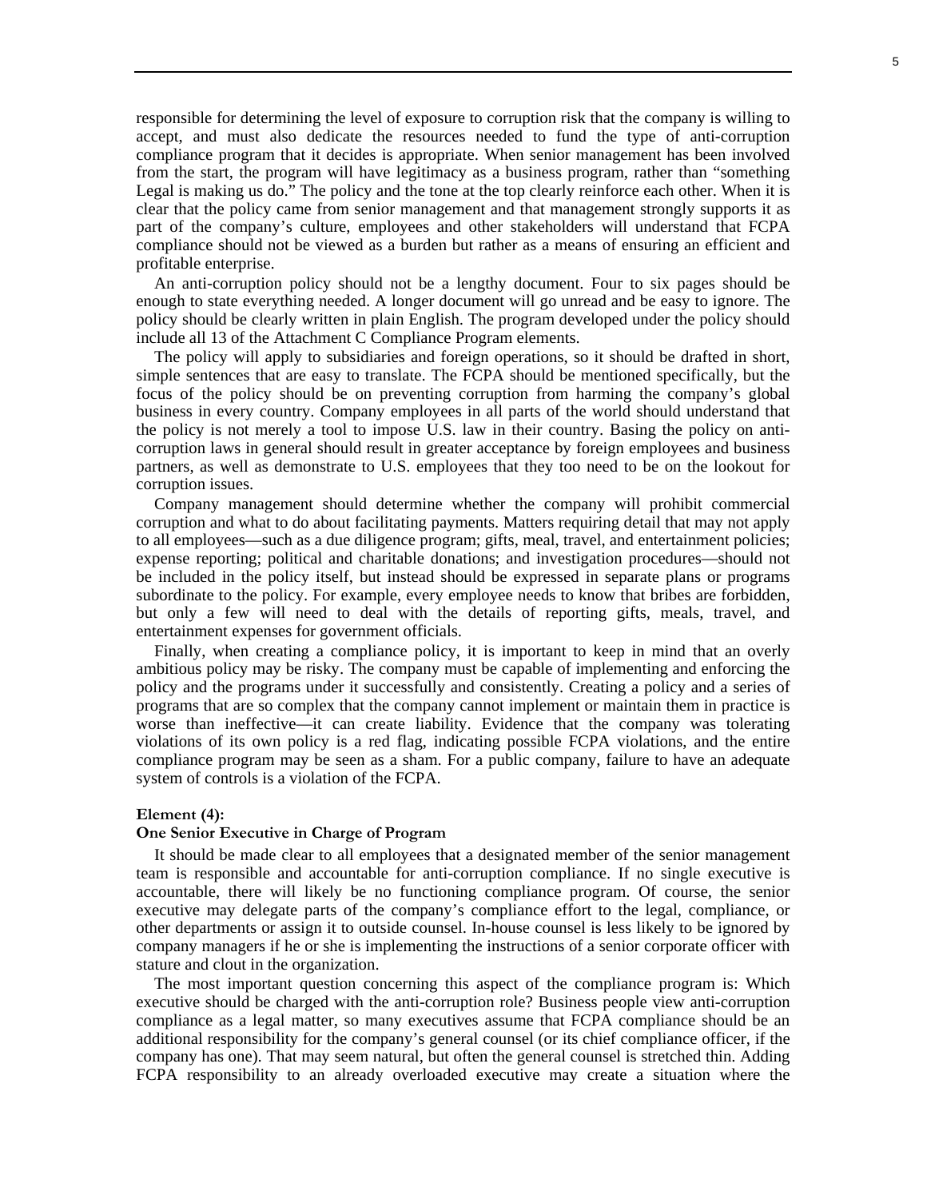responsible for determining the level of exposure to corruption risk that the company is willing to accept, and must also dedicate the resources needed to fund the type of anti-corruption compliance program that it decides is appropriate. When senior management has been involved from the start, the program will have legitimacy as a business program, rather than "something Legal is making us do." The policy and the tone at the top clearly reinforce each other. When it is clear that the policy came from senior management and that management strongly supports it as part of the company's culture, employees and other stakeholders will understand that FCPA compliance should not be viewed as a burden but rather as a means of ensuring an efficient and profitable enterprise.

An anti-corruption policy should not be a lengthy document. Four to six pages should be enough to state everything needed. A longer document will go unread and be easy to ignore. The policy should be clearly written in plain English. The program developed under the policy should include all 13 of the Attachment C Compliance Program elements.

The policy will apply to subsidiaries and foreign operations, so it should be drafted in short, simple sentences that are easy to translate. The FCPA should be mentioned specifically, but the focus of the policy should be on preventing corruption from harming the company's global business in every country. Company employees in all parts of the world should understand that the policy is not merely a tool to impose U.S. law in their country. Basing the policy on anti-corruption laws in general should result in greater acceptance by foreign employees and business partners, as well as demonstrate to U.S. employees that they too need to be on the lookout for corruption issues.

Company management should determine whether the company will prohibit commercial corruption and what to do about facilitating payments. Matters requiring detail that may not apply to all employees—such as a due diligence program; gifts, meal, travel, and entertainment policies; expense reporting; political and charitable donations; and investigation procedures—should not be included in the policy itself, but instead should be expressed in separate plans or programs subordinate to the policy. For example, every employee needs to know that bribes are forbidden, but only a few will need to deal with the details of reporting gifts, meals, travel, and entertainment expenses for government officials.

Finally, when creating a compliance policy, it is important to keep in mind that an overly ambitious policy may be risky. The company must be capable of implementing and enforcing the policy and the programs under it successfully and consistently. Creating a policy and a series of programs that are so complex that the company cannot implement or maintain them in practice is worse than ineffective—it can create liability. Evidence that the company was tolerating violations of its own policy is a red flag, indicating possible FCPA violations, and the entire compliance program may be seen as a sham. For a public company, failure to have an adequate system of controls is a violation of the FCPA.

**Element (4):**
**One Senior Executive in Charge of Program**

It should be made clear to all employees that a designated member of the senior management team is responsible and accountable for anti-corruption compliance. If no single executive is accountable, there will likely be no functioning compliance program. Of course, the senior executive may delegate parts of the company's compliance effort to the legal, compliance, or other departments or assign it to outside counsel. In-house counsel is less likely to be ignored by company managers if he or she is implementing the instructions of a senior corporate officer with stature and clout in the organization.

The most important question concerning this aspect of the compliance program is: Which executive should be charged with the anti-corruption role? Business people view anti-corruption compliance as a legal matter, so many executives assume that FCPA compliance should be an additional responsibility for the company's general counsel (or its chief compliance officer, if the company has one). That may seem natural, but often the general counsel is stretched thin. Adding FCPA responsibility to an already overloaded executive may create a situation where the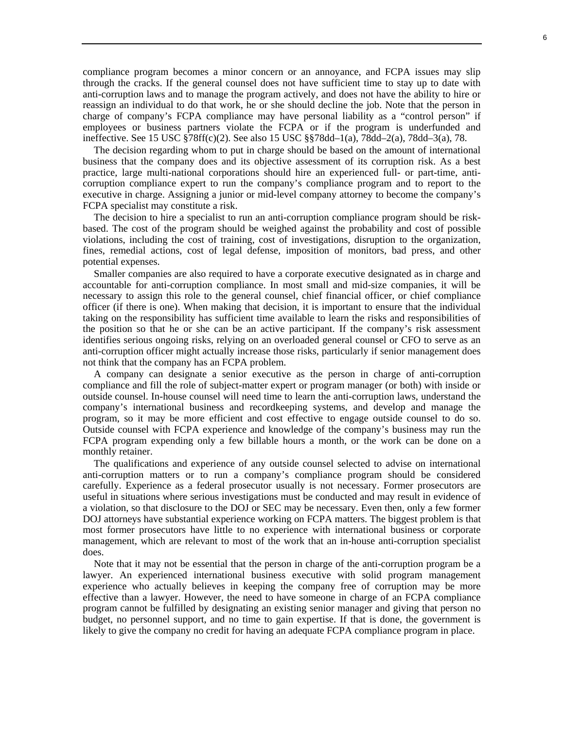compliance program becomes a minor concern or an annoyance, and FCPA issues may slip through the cracks. If the general counsel does not have sufficient time to stay up to date with anti-corruption laws and to manage the program actively, and does not have the ability to hire or reassign an individual to do that work, he or she should decline the job. Note that the person in charge of company's FCPA compliance may have personal liability as a "control person" if employees or business partners violate the FCPA or if the program is underfunded and ineffective. See 15 USC §78ff(c)(2). See also 15 USC §§78dd–1(a), 78dd–2(a), 78dd–3(a), 78.

The decision regarding whom to put in charge should be based on the amount of international business that the company does and its objective assessment of its corruption risk. As a best practice, large multi-national corporations should hire an experienced full- or part-time, anti-corruption compliance expert to run the company's compliance program and to report to the executive in charge. Assigning a junior or mid-level company attorney to become the company's FCPA specialist may constitute a risk.

The decision to hire a specialist to run an anti-corruption compliance program should be risk-based. The cost of the program should be weighed against the probability and cost of possible violations, including the cost of training, cost of investigations, disruption to the organization, fines, remedial actions, cost of legal defense, imposition of monitors, bad press, and other potential expenses.

Smaller companies are also required to have a corporate executive designated as in charge and accountable for anti-corruption compliance. In most small and mid-size companies, it will be necessary to assign this role to the general counsel, chief financial officer, or chief compliance officer (if there is one). When making that decision, it is important to ensure that the individual taking on the responsibility has sufficient time available to learn the risks and responsibilities of the position so that he or she can be an active participant. If the company's risk assessment identifies serious ongoing risks, relying on an overloaded general counsel or CFO to serve as an anti-corruption officer might actually increase those risks, particularly if senior management does not think that the company has an FCPA problem.

A company can designate a senior executive as the person in charge of anti-corruption compliance and fill the role of subject-matter expert or program manager (or both) with inside or outside counsel. In-house counsel will need time to learn the anti-corruption laws, understand the company's international business and recordkeeping systems, and develop and manage the program, so it may be more efficient and cost effective to engage outside counsel to do so. Outside counsel with FCPA experience and knowledge of the company's business may run the FCPA program expending only a few billable hours a month, or the work can be done on a monthly retainer.

The qualifications and experience of any outside counsel selected to advise on international anti-corruption matters or to run a company's compliance program should be considered carefully. Experience as a federal prosecutor usually is not necessary. Former prosecutors are useful in situations where serious investigations must be conducted and may result in evidence of a violation, so that disclosure to the DOJ or SEC may be necessary. Even then, only a few former DOJ attorneys have substantial experience working on FCPA matters. The biggest problem is that most former prosecutors have little to no experience with international business or corporate management, which are relevant to most of the work that an in-house anti-corruption specialist does.

Note that it may not be essential that the person in charge of the anti-corruption program be a lawyer. An experienced international business executive with solid program management experience who actually believes in keeping the company free of corruption may be more effective than a lawyer. However, the need to have someone in charge of an FCPA compliance program cannot be fulfilled by designating an existing senior manager and giving that person no budget, no personnel support, and no time to gain expertise. If that is done, the government is likely to give the company no credit for having an adequate FCPA compliance program in place.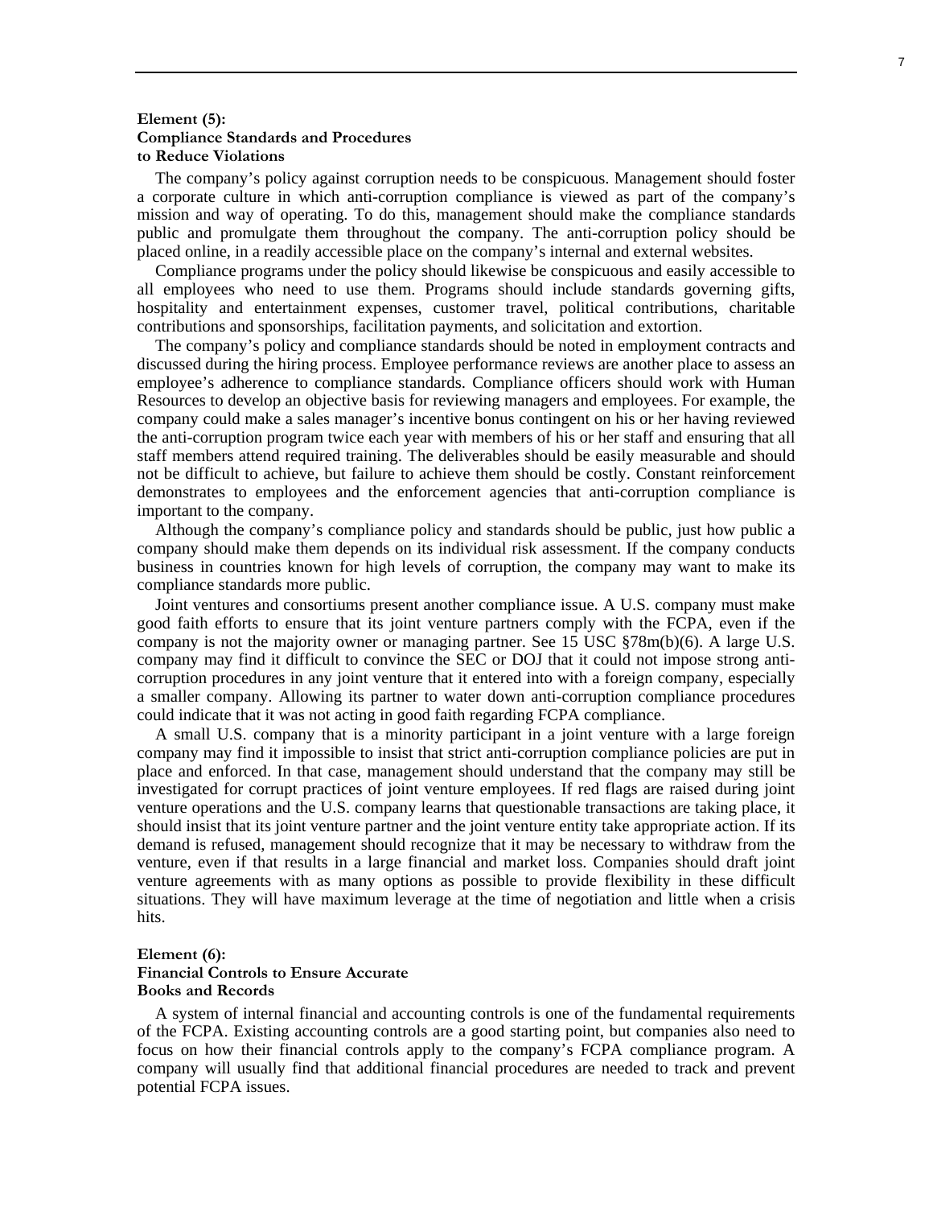### Element (5): Compliance Standards and Procedures to Reduce Violations

The company's policy against corruption needs to be conspicuous. Management should foster a corporate culture in which anti-corruption compliance is viewed as part of the company's mission and way of operating. To do this, management should make the compliance standards public and promulgate them throughout the company. The anti-corruption policy should be placed online, in a readily accessible place on the company's internal and external websites.

Compliance programs under the policy should likewise be conspicuous and easily accessible to all employees who need to use them. Programs should include standards governing gifts, hospitality and entertainment expenses, customer travel, political contributions, charitable contributions and sponsorships, facilitation payments, and solicitation and extortion.

The company's policy and compliance standards should be noted in employment contracts and discussed during the hiring process. Employee performance reviews are another place to assess an employee's adherence to compliance standards. Compliance officers should work with Human Resources to develop an objective basis for reviewing managers and employees. For example, the company could make a sales manager's incentive bonus contingent on his or her having reviewed the anti-corruption program twice each year with members of his or her staff and ensuring that all staff members attend required training. The deliverables should be easily measurable and should not be difficult to achieve, but failure to achieve them should be costly. Constant reinforcement demonstrates to employees and the enforcement agencies that anti-corruption compliance is important to the company.

Although the company's compliance policy and standards should be public, just how public a company should make them depends on its individual risk assessment. If the company conducts business in countries known for high levels of corruption, the company may want to make its compliance standards more public.

Joint ventures and consortiums present another compliance issue. A U.S. company must make good faith efforts to ensure that its joint venture partners comply with the FCPA, even if the company is not the majority owner or managing partner. See 15 USC §78m(b)(6). A large U.S. company may find it difficult to convince the SEC or DOJ that it could not impose strong anti-corruption procedures in any joint venture that it entered into with a foreign company, especially a smaller company. Allowing its partner to water down anti-corruption compliance procedures could indicate that it was not acting in good faith regarding FCPA compliance.

A small U.S. company that is a minority participant in a joint venture with a large foreign company may find it impossible to insist that strict anti-corruption compliance policies are put in place and enforced. In that case, management should understand that the company may still be investigated for corrupt practices of joint venture employees. If red flags are raised during joint venture operations and the U.S. company learns that questionable transactions are taking place, it should insist that its joint venture partner and the joint venture entity take appropriate action. If its demand is refused, management should recognize that it may be necessary to withdraw from the venture, even if that results in a large financial and market loss. Companies should draft joint venture agreements with as many options as possible to provide flexibility in these difficult situations. They will have maximum leverage at the time of negotiation and little when a crisis hits.

### Element (6): Financial Controls to Ensure Accurate Books and Records

A system of internal financial and accounting controls is one of the fundamental requirements of the FCPA. Existing accounting controls are a good starting point, but companies also need to focus on how their financial controls apply to the company's FCPA compliance program. A company will usually find that additional financial procedures are needed to track and prevent potential FCPA issues.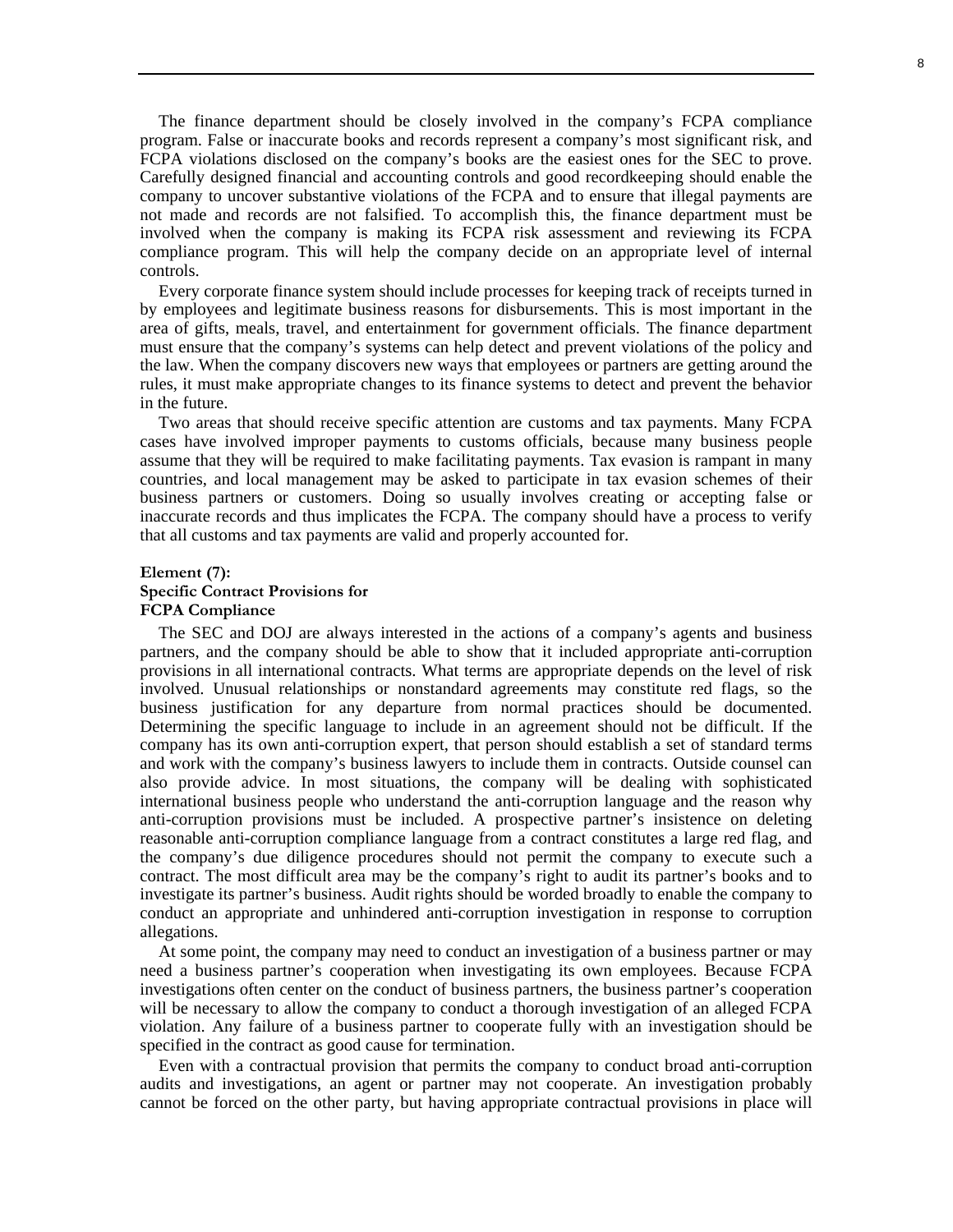The finance department should be closely involved in the company's FCPA compliance program. False or inaccurate books and records represent a company's most significant risk, and FCPA violations disclosed on the company's books are the easiest ones for the SEC to prove. Carefully designed financial and accounting controls and good recordkeeping should enable the company to uncover substantive violations of the FCPA and to ensure that illegal payments are not made and records are not falsified. To accomplish this, the finance department must be involved when the company is making its FCPA risk assessment and reviewing its FCPA compliance program. This will help the company decide on an appropriate level of internal controls.

Every corporate finance system should include processes for keeping track of receipts turned in by employees and legitimate business reasons for disbursements. This is most important in the area of gifts, meals, travel, and entertainment for government officials. The finance department must ensure that the company's systems can help detect and prevent violations of the policy and the law. When the company discovers new ways that employees or partners are getting around the rules, it must make appropriate changes to its finance systems to detect and prevent the behavior in the future.

Two areas that should receive specific attention are customs and tax payments. Many FCPA cases have involved improper payments to customs officials, because many business people assume that they will be required to make facilitating payments. Tax evasion is rampant in many countries, and local management may be asked to participate in tax evasion schemes of their business partners or customers. Doing so usually involves creating or accepting false or inaccurate records and thus implicates the FCPA. The company should have a process to verify that all customs and tax payments are valid and properly accounted for.

**Element (7):**
**Specific Contract Provisions for FCPA Compliance**

The SEC and DOJ are always interested in the actions of a company's agents and business partners, and the company should be able to show that it included appropriate anti-corruption provisions in all international contracts. What terms are appropriate depends on the level of risk involved. Unusual relationships or nonstandard agreements may constitute red flags, so the business justification for any departure from normal practices should be documented. Determining the specific language to include in an agreement should not be difficult. If the company has its own anti-corruption expert, that person should establish a set of standard terms and work with the company's business lawyers to include them in contracts. Outside counsel can also provide advice. In most situations, the company will be dealing with sophisticated international business people who understand the anti-corruption language and the reason why anti-corruption provisions must be included. A prospective partner's insistence on deleting reasonable anti-corruption compliance language from a contract constitutes a large red flag, and the company's due diligence procedures should not permit the company to execute such a contract. The most difficult area may be the company's right to audit its partner's books and to investigate its partner's business. Audit rights should be worded broadly to enable the company to conduct an appropriate and unhindered anti-corruption investigation in response to corruption allegations.

At some point, the company may need to conduct an investigation of a business partner or may need a business partner's cooperation when investigating its own employees. Because FCPA investigations often center on the conduct of business partners, the business partner's cooperation will be necessary to allow the company to conduct a thorough investigation of an alleged FCPA violation. Any failure of a business partner to cooperate fully with an investigation should be specified in the contract as good cause for termination.

Even with a contractual provision that permits the company to conduct broad anti-corruption audits and investigations, an agent or partner may not cooperate. An investigation probably cannot be forced on the other party, but having appropriate contractual provisions in place will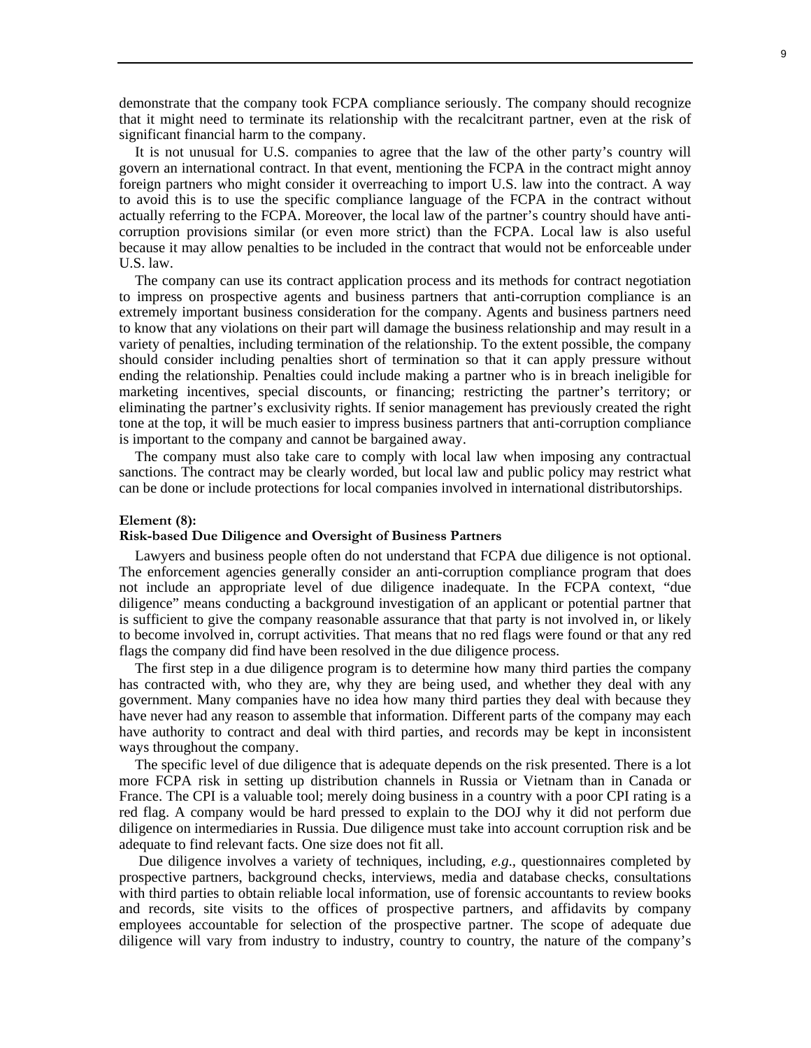demonstrate that the company took FCPA compliance seriously. The company should recognize that it might need to terminate its relationship with the recalcitrant partner, even at the risk of significant financial harm to the company.

It is not unusual for U.S. companies to agree that the law of the other party's country will govern an international contract. In that event, mentioning the FCPA in the contract might annoy foreign partners who might consider it overreaching to import U.S. law into the contract. A way to avoid this is to use the specific compliance language of the FCPA in the contract without actually referring to the FCPA. Moreover, the local law of the partner's country should have anti-corruption provisions similar (or even more strict) than the FCPA. Local law is also useful because it may allow penalties to be included in the contract that would not be enforceable under U.S. law.

The company can use its contract application process and its methods for contract negotiation to impress on prospective agents and business partners that anti-corruption compliance is an extremely important business consideration for the company. Agents and business partners need to know that any violations on their part will damage the business relationship and may result in a variety of penalties, including termination of the relationship. To the extent possible, the company should consider including penalties short of termination so that it can apply pressure without ending the relationship. Penalties could include making a partner who is in breach ineligible for marketing incentives, special discounts, or financing; restricting the partner's territory; or eliminating the partner's exclusivity rights. If senior management has previously created the right tone at the top, it will be much easier to impress business partners that anti-corruption compliance is important to the company and cannot be bargained away.

The company must also take care to comply with local law when imposing any contractual sanctions. The contract may be clearly worded, but local law and public policy may restrict what can be done or include protections for local companies involved in international distributorships.

**Element (8):**
**Risk-based Due Diligence and Oversight of Business Partners**

Lawyers and business people often do not understand that FCPA due diligence is not optional. The enforcement agencies generally consider an anti-corruption compliance program that does not include an appropriate level of due diligence inadequate. In the FCPA context, "due diligence" means conducting a background investigation of an applicant or potential partner that is sufficient to give the company reasonable assurance that that party is not involved in, or likely to become involved in, corrupt activities. That means that no red flags were found or that any red flags the company did find have been resolved in the due diligence process.

The first step in a due diligence program is to determine how many third parties the company has contracted with, who they are, why they are being used, and whether they deal with any government. Many companies have no idea how many third parties they deal with because they have never had any reason to assemble that information. Different parts of the company may each have authority to contract and deal with third parties, and records may be kept in inconsistent ways throughout the company.

The specific level of due diligence that is adequate depends on the risk presented. There is a lot more FCPA risk in setting up distribution channels in Russia or Vietnam than in Canada or France. The CPI is a valuable tool; merely doing business in a country with a poor CPI rating is a red flag. A company would be hard pressed to explain to the DOJ why it did not perform due diligence on intermediaries in Russia. Due diligence must take into account corruption risk and be adequate to find relevant facts. One size does not fit all.

Due diligence involves a variety of techniques, including, *e.g*., questionnaires completed by prospective partners, background checks, interviews, media and database checks, consultations with third parties to obtain reliable local information, use of forensic accountants to review books and records, site visits to the offices of prospective partners, and affidavits by company employees accountable for selection of the prospective partner. The scope of adequate due diligence will vary from industry to industry, country to country, the nature of the company's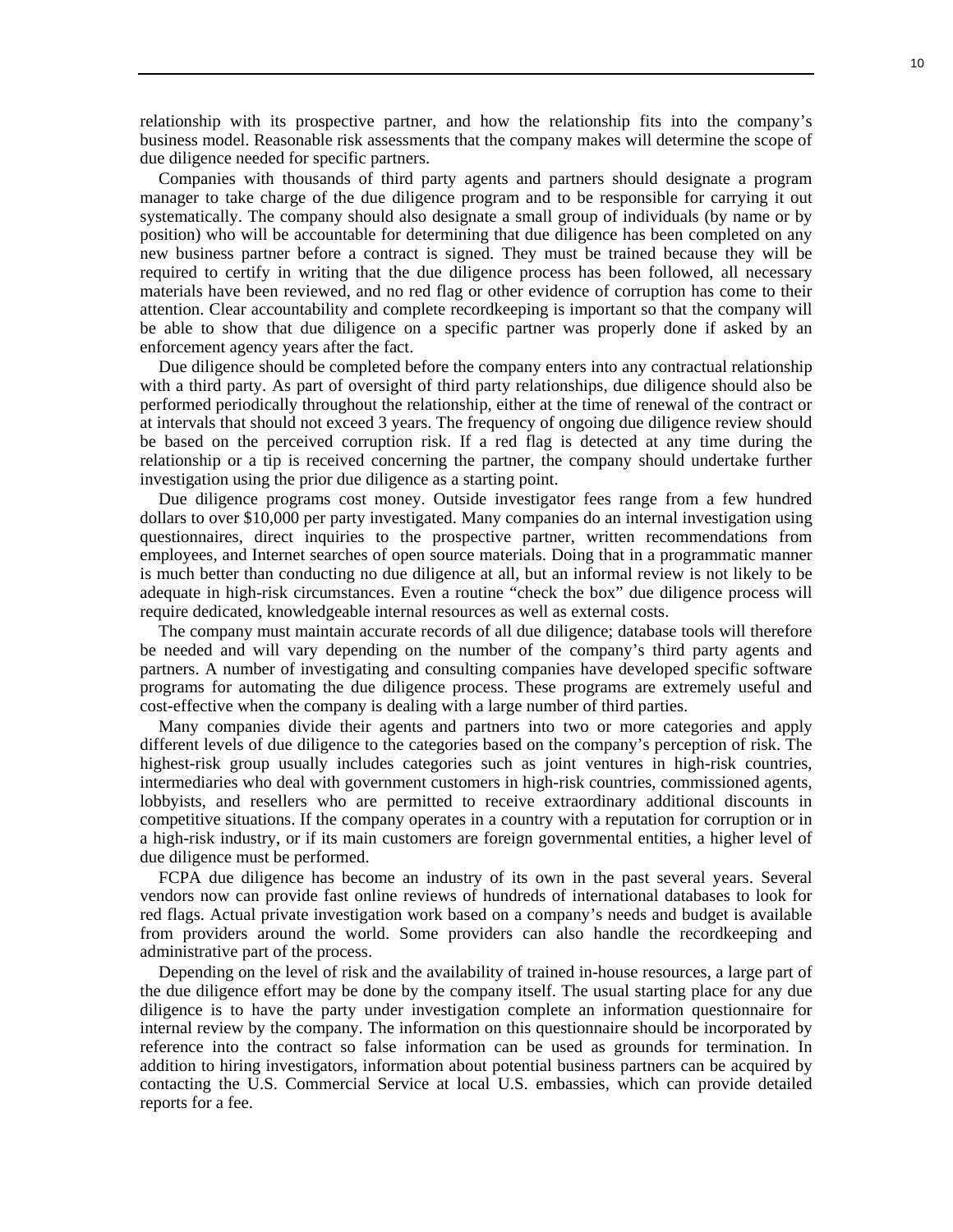relationship with its prospective partner, and how the relationship fits into the company's business model. Reasonable risk assessments that the company makes will determine the scope of due diligence needed for specific partners.

Companies with thousands of third party agents and partners should designate a program manager to take charge of the due diligence program and to be responsible for carrying it out systematically. The company should also designate a small group of individuals (by name or by position) who will be accountable for determining that due diligence has been completed on any new business partner before a contract is signed. They must be trained because they will be required to certify in writing that the due diligence process has been followed, all necessary materials have been reviewed, and no red flag or other evidence of corruption has come to their attention. Clear accountability and complete recordkeeping is important so that the company will be able to show that due diligence on a specific partner was properly done if asked by an enforcement agency years after the fact.

Due diligence should be completed before the company enters into any contractual relationship with a third party. As part of oversight of third party relationships, due diligence should also be performed periodically throughout the relationship, either at the time of renewal of the contract or at intervals that should not exceed 3 years. The frequency of ongoing due diligence review should be based on the perceived corruption risk. If a red flag is detected at any time during the relationship or a tip is received concerning the partner, the company should undertake further investigation using the prior due diligence as a starting point.

Due diligence programs cost money. Outside investigator fees range from a few hundred dollars to over $10,000 per party investigated. Many companies do an internal investigation using questionnaires, direct inquiries to the prospective partner, written recommendations from employees, and Internet searches of open source materials. Doing that in a programmatic manner is much better than conducting no due diligence at all, but an informal review is not likely to be adequate in high-risk circumstances. Even a routine "check the box" due diligence process will require dedicated, knowledgeable internal resources as well as external costs.

The company must maintain accurate records of all due diligence; database tools will therefore be needed and will vary depending on the number of the company's third party agents and partners. A number of investigating and consulting companies have developed specific software programs for automating the due diligence process. These programs are extremely useful and cost-effective when the company is dealing with a large number of third parties.

Many companies divide their agents and partners into two or more categories and apply different levels of due diligence to the categories based on the company's perception of risk. The highest-risk group usually includes categories such as joint ventures in high-risk countries, intermediaries who deal with government customers in high-risk countries, commissioned agents, lobbyists, and resellers who are permitted to receive extraordinary additional discounts in competitive situations. If the company operates in a country with a reputation for corruption or in a high-risk industry, or if its main customers are foreign governmental entities, a higher level of due diligence must be performed.

FCPA due diligence has become an industry of its own in the past several years. Several vendors now can provide fast online reviews of hundreds of international databases to look for red flags. Actual private investigation work based on a company's needs and budget is available from providers around the world. Some providers can also handle the recordkeeping and administrative part of the process.

Depending on the level of risk and the availability of trained in-house resources, a large part of the due diligence effort may be done by the company itself. The usual starting place for any due diligence is to have the party under investigation complete an information questionnaire for internal review by the company. The information on this questionnaire should be incorporated by reference into the contract so false information can be used as grounds for termination. In addition to hiring investigators, information about potential business partners can be acquired by contacting the U.S. Commercial Service at local U.S. embassies, which can provide detailed reports for a fee.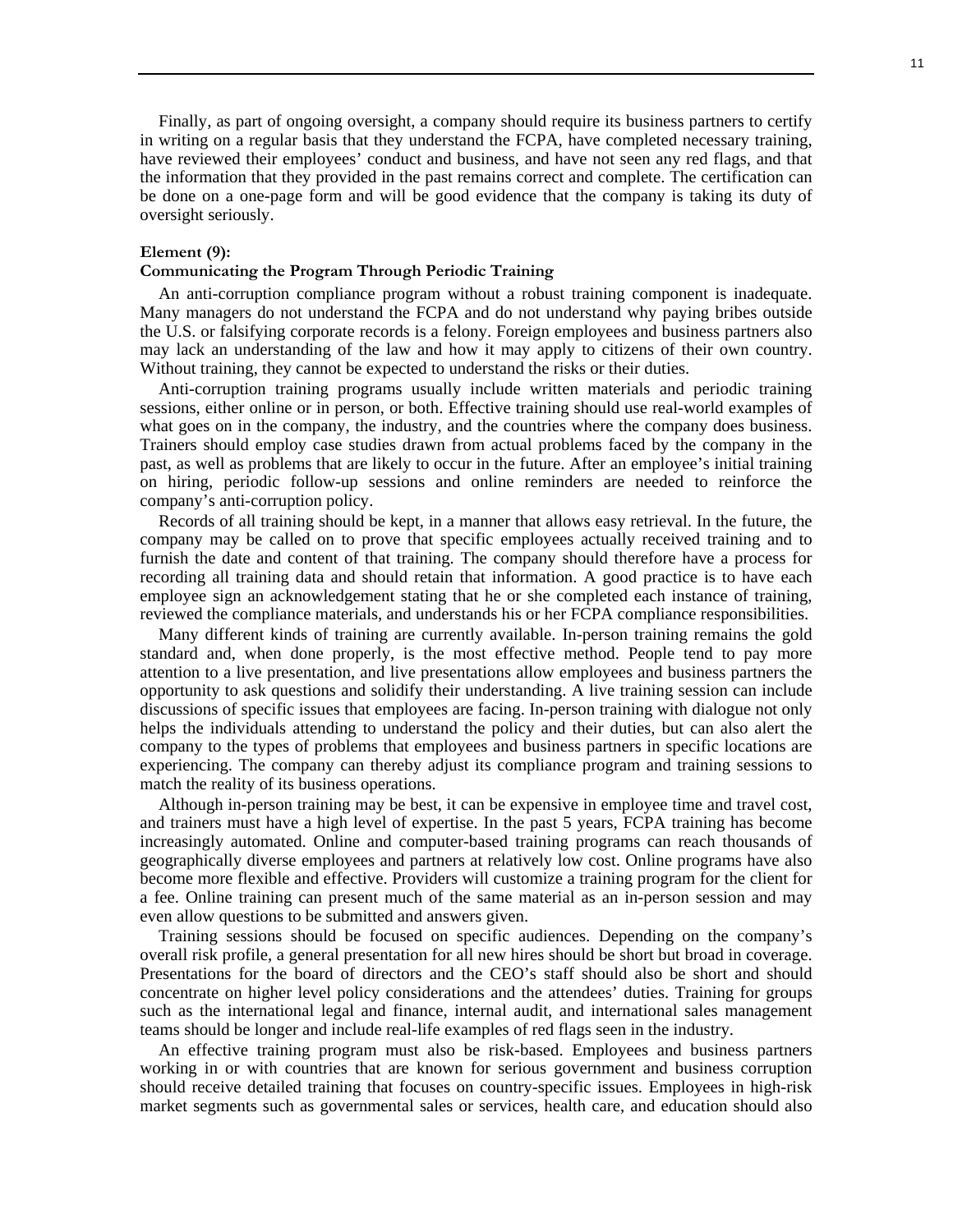Finally, as part of ongoing oversight, a company should require its business partners to certify in writing on a regular basis that they understand the FCPA, have completed necessary training, have reviewed their employees' conduct and business, and have not seen any red flags, and that the information that they provided in the past remains correct and complete. The certification can be done on a one-page form and will be good evidence that the company is taking its duty of oversight seriously.

**Element (9):**
**Communicating the Program Through Periodic Training**

An anti-corruption compliance program without a robust training component is inadequate. Many managers do not understand the FCPA and do not understand why paying bribes outside the U.S. or falsifying corporate records is a felony. Foreign employees and business partners also may lack an understanding of the law and how it may apply to citizens of their own country. Without training, they cannot be expected to understand the risks or their duties.

Anti-corruption training programs usually include written materials and periodic training sessions, either online or in person, or both. Effective training should use real-world examples of what goes on in the company, the industry, and the countries where the company does business. Trainers should employ case studies drawn from actual problems faced by the company in the past, as well as problems that are likely to occur in the future. After an employee's initial training on hiring, periodic follow-up sessions and online reminders are needed to reinforce the company's anti-corruption policy.

Records of all training should be kept, in a manner that allows easy retrieval. In the future, the company may be called on to prove that specific employees actually received training and to furnish the date and content of that training. The company should therefore have a process for recording all training data and should retain that information. A good practice is to have each employee sign an acknowledgement stating that he or she completed each instance of training, reviewed the compliance materials, and understands his or her FCPA compliance responsibilities.

Many different kinds of training are currently available. In-person training remains the gold standard and, when done properly, is the most effective method. People tend to pay more attention to a live presentation, and live presentations allow employees and business partners the opportunity to ask questions and solidify their understanding. A live training session can include discussions of specific issues that employees are facing. In-person training with dialogue not only helps the individuals attending to understand the policy and their duties, but can also alert the company to the types of problems that employees and business partners in specific locations are experiencing. The company can thereby adjust its compliance program and training sessions to match the reality of its business operations.

Although in-person training may be best, it can be expensive in employee time and travel cost, and trainers must have a high level of expertise. In the past 5 years, FCPA training has become increasingly automated. Online and computer-based training programs can reach thousands of geographically diverse employees and partners at relatively low cost. Online programs have also become more flexible and effective. Providers will customize a training program for the client for a fee. Online training can present much of the same material as an in-person session and may even allow questions to be submitted and answers given.

Training sessions should be focused on specific audiences. Depending on the company's overall risk profile, a general presentation for all new hires should be short but broad in coverage. Presentations for the board of directors and the CEO's staff should also be short and should concentrate on higher level policy considerations and the attendees' duties. Training for groups such as the international legal and finance, internal audit, and international sales management teams should be longer and include real-life examples of red flags seen in the industry.

An effective training program must also be risk-based. Employees and business partners working in or with countries that are known for serious government and business corruption should receive detailed training that focuses on country-specific issues. Employees in high-risk market segments such as governmental sales or services, health care, and education should also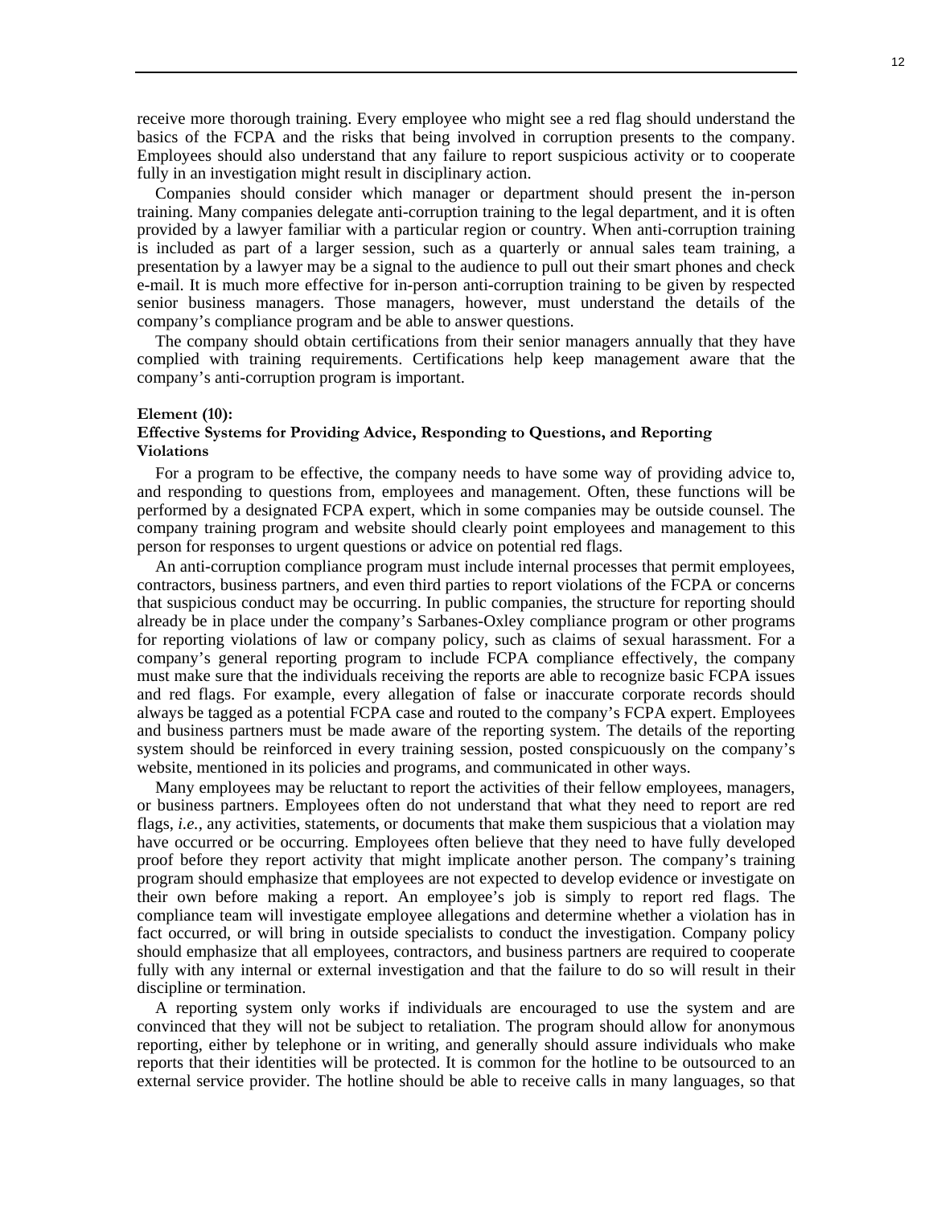receive more thorough training. Every employee who might see a red flag should understand the basics of the FCPA and the risks that being involved in corruption presents to the company. Employees should also understand that any failure to report suspicious activity or to cooperate fully in an investigation might result in disciplinary action.

Companies should consider which manager or department should present the in-person training. Many companies delegate anti-corruption training to the legal department, and it is often provided by a lawyer familiar with a particular region or country. When anti-corruption training is included as part of a larger session, such as a quarterly or annual sales team training, a presentation by a lawyer may be a signal to the audience to pull out their smart phones and check e-mail. It is much more effective for in-person anti-corruption training to be given by respected senior business managers. Those managers, however, must understand the details of the company's compliance program and be able to answer questions.

The company should obtain certifications from their senior managers annually that they have complied with training requirements. Certifications help keep management aware that the company's anti-corruption program is important.

**Element (10):**
**Effective Systems for Providing Advice, Responding to Questions, and Reporting Violations**

For a program to be effective, the company needs to have some way of providing advice to, and responding to questions from, employees and management. Often, these functions will be performed by a designated FCPA expert, which in some companies may be outside counsel. The company training program and website should clearly point employees and management to this person for responses to urgent questions or advice on potential red flags.

An anti-corruption compliance program must include internal processes that permit employees, contractors, business partners, and even third parties to report violations of the FCPA or concerns that suspicious conduct may be occurring. In public companies, the structure for reporting should already be in place under the company's Sarbanes-Oxley compliance program or other programs for reporting violations of law or company policy, such as claims of sexual harassment. For a company's general reporting program to include FCPA compliance effectively, the company must make sure that the individuals receiving the reports are able to recognize basic FCPA issues and red flags. For example, every allegation of false or inaccurate corporate records should always be tagged as a potential FCPA case and routed to the company's FCPA expert. Employees and business partners must be made aware of the reporting system. The details of the reporting system should be reinforced in every training session, posted conspicuously on the company's website, mentioned in its policies and programs, and communicated in other ways.

Many employees may be reluctant to report the activities of their fellow employees, managers, or business partners. Employees often do not understand that what they need to report are red flags, *i.e.*, any activities, statements, or documents that make them suspicious that a violation may have occurred or be occurring. Employees often believe that they need to have fully developed proof before they report activity that might implicate another person. The company's training program should emphasize that employees are not expected to develop evidence or investigate on their own before making a report. An employee's job is simply to report red flags. The compliance team will investigate employee allegations and determine whether a violation has in fact occurred, or will bring in outside specialists to conduct the investigation. Company policy should emphasize that all employees, contractors, and business partners are required to cooperate fully with any internal or external investigation and that the failure to do so will result in their discipline or termination.

A reporting system only works if individuals are encouraged to use the system and are convinced that they will not be subject to retaliation. The program should allow for anonymous reporting, either by telephone or in writing, and generally should assure individuals who make reports that their identities will be protected. It is common for the hotline to be outsourced to an external service provider. The hotline should be able to receive calls in many languages, so that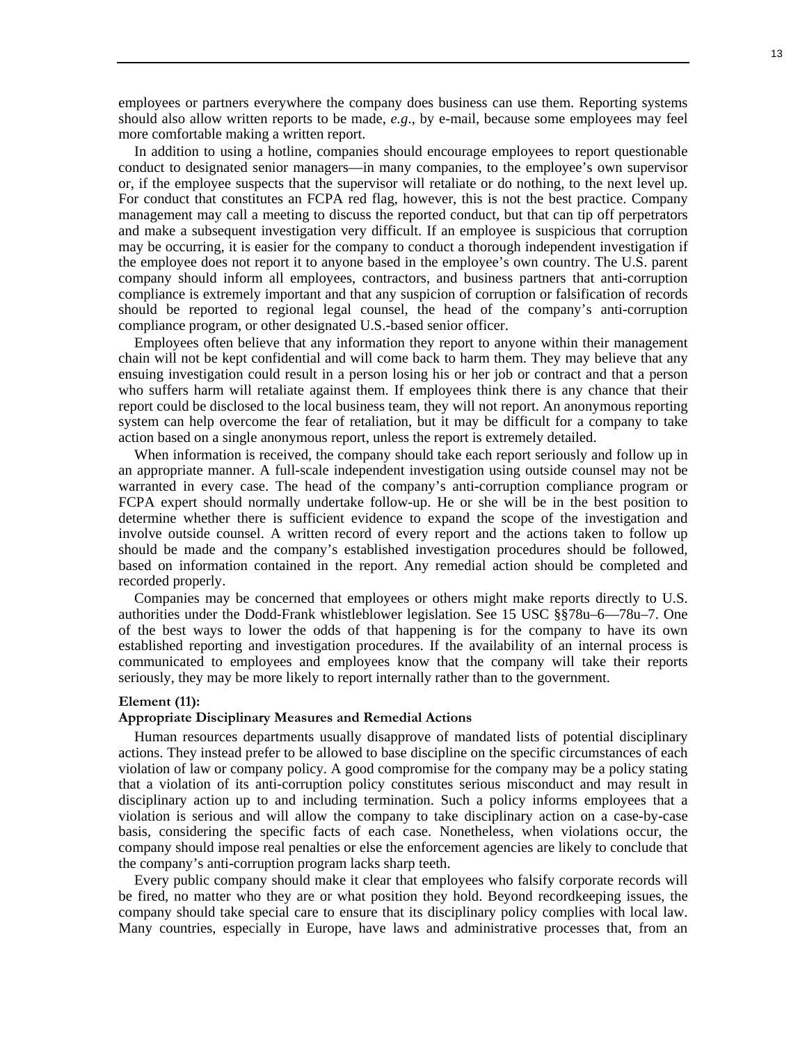employees or partners everywhere the company does business can use them. Reporting systems should also allow written reports to be made, *e.g*., by e-mail, because some employees may feel more comfortable making a written report.

In addition to using a hotline, companies should encourage employees to report questionable conduct to designated senior managers—in many companies, to the employee's own supervisor or, if the employee suspects that the supervisor will retaliate or do nothing, to the next level up. For conduct that constitutes an FCPA red flag, however, this is not the best practice. Company management may call a meeting to discuss the reported conduct, but that can tip off perpetrators and make a subsequent investigation very difficult. If an employee is suspicious that corruption may be occurring, it is easier for the company to conduct a thorough independent investigation if the employee does not report it to anyone based in the employee's own country. The U.S. parent company should inform all employees, contractors, and business partners that anti-corruption compliance is extremely important and that any suspicion of corruption or falsification of records should be reported to regional legal counsel, the head of the company's anti-corruption compliance program, or other designated U.S.-based senior officer.

Employees often believe that any information they report to anyone within their management chain will not be kept confidential and will come back to harm them. They may believe that any ensuing investigation could result in a person losing his or her job or contract and that a person who suffers harm will retaliate against them. If employees think there is any chance that their report could be disclosed to the local business team, they will not report. An anonymous reporting system can help overcome the fear of retaliation, but it may be difficult for a company to take action based on a single anonymous report, unless the report is extremely detailed.

When information is received, the company should take each report seriously and follow up in an appropriate manner. A full-scale independent investigation using outside counsel may not be warranted in every case. The head of the company's anti-corruption compliance program or FCPA expert should normally undertake follow-up. He or she will be in the best position to determine whether there is sufficient evidence to expand the scope of the investigation and involve outside counsel. A written record of every report and the actions taken to follow up should be made and the company's established investigation procedures should be followed, based on information contained in the report. Any remedial action should be completed and recorded properly.

Companies may be concerned that employees or others might make reports directly to U.S. authorities under the Dodd-Frank whistleblower legislation. See 15 USC §§78u–6—78u–7. One of the best ways to lower the odds of that happening is for the company to have its own established reporting and investigation procedures. If the availability of an internal process is communicated to employees and employees know that the company will take their reports seriously, they may be more likely to report internally rather than to the government.

**Element (11):**

**Appropriate Disciplinary Measures and Remedial Actions**

Human resources departments usually disapprove of mandated lists of potential disciplinary actions. They instead prefer to be allowed to base discipline on the specific circumstances of each violation of law or company policy. A good compromise for the company may be a policy stating that a violation of its anti-corruption policy constitutes serious misconduct and may result in disciplinary action up to and including termination. Such a policy informs employees that a violation is serious and will allow the company to take disciplinary action on a case-by-case basis, considering the specific facts of each case. Nonetheless, when violations occur, the company should impose real penalties or else the enforcement agencies are likely to conclude that the company's anti-corruption program lacks sharp teeth.

Every public company should make it clear that employees who falsify corporate records will be fired, no matter who they are or what position they hold. Beyond recordkeeping issues, the company should take special care to ensure that its disciplinary policy complies with local law. Many countries, especially in Europe, have laws and administrative processes that, from an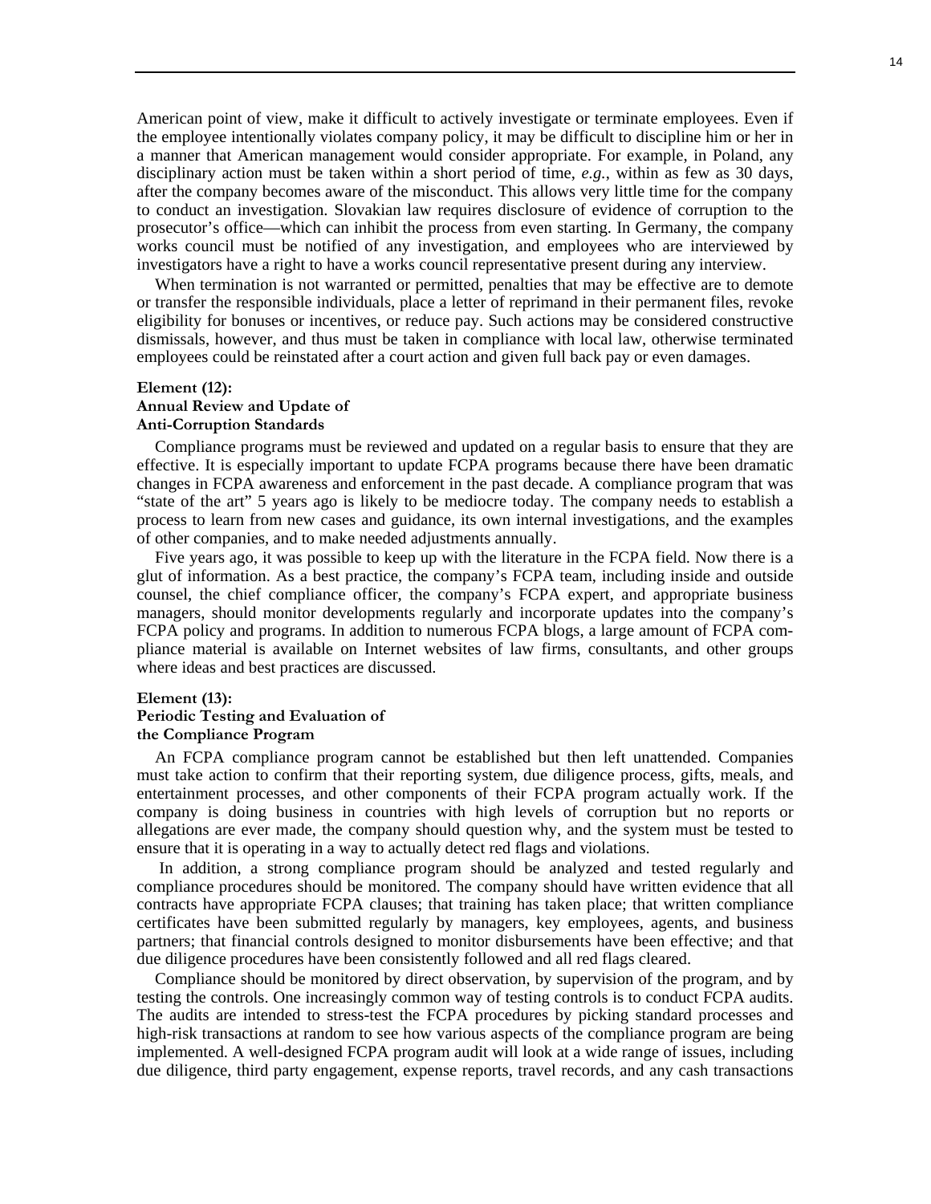American point of view, make it difficult to actively investigate or terminate employees. Even if the employee intentionally violates company policy, it may be difficult to discipline him or her in a manner that American management would consider appropriate. For example, in Poland, any disciplinary action must be taken within a short period of time, *e.g.*, within as few as 30 days, after the company becomes aware of the misconduct. This allows very little time for the company to conduct an investigation. Slovakian law requires disclosure of evidence of corruption to the prosecutor's office—which can inhibit the process from even starting. In Germany, the company works council must be notified of any investigation, and employees who are interviewed by investigators have a right to have a works council representative present during any interview.

When termination is not warranted or permitted, penalties that may be effective are to demote or transfer the responsible individuals, place a letter of reprimand in their permanent files, revoke eligibility for bonuses or incentives, or reduce pay. Such actions may be considered constructive dismissals, however, and thus must be taken in compliance with local law, otherwise terminated employees could be reinstated after a court action and given full back pay or even damages.

**Element (12):**
**Annual Review and Update of Anti-Corruption Standards**

Compliance programs must be reviewed and updated on a regular basis to ensure that they are effective. It is especially important to update FCPA programs because there have been dramatic changes in FCPA awareness and enforcement in the past decade. A compliance program that was "state of the art" 5 years ago is likely to be mediocre today. The company needs to establish a process to learn from new cases and guidance, its own internal investigations, and the examples of other companies, and to make needed adjustments annually.

Five years ago, it was possible to keep up with the literature in the FCPA field. Now there is a glut of information. As a best practice, the company's FCPA team, including inside and outside counsel, the chief compliance officer, the company's FCPA expert, and appropriate business managers, should monitor developments regularly and incorporate updates into the company's FCPA policy and programs. In addition to numerous FCPA blogs, a large amount of FCPA compliance material is available on Internet websites of law firms, consultants, and other groups where ideas and best practices are discussed.

**Element (13):**
**Periodic Testing and Evaluation of the Compliance Program**

An FCPA compliance program cannot be established but then left unattended. Companies must take action to confirm that their reporting system, due diligence process, gifts, meals, and entertainment processes, and other components of their FCPA program actually work. If the company is doing business in countries with high levels of corruption but no reports or allegations are ever made, the company should question why, and the system must be tested to ensure that it is operating in a way to actually detect red flags and violations.

In addition, a strong compliance program should be analyzed and tested regularly and compliance procedures should be monitored. The company should have written evidence that all contracts have appropriate FCPA clauses; that training has taken place; that written compliance certificates have been submitted regularly by managers, key employees, agents, and business partners; that financial controls designed to monitor disbursements have been effective; and that due diligence procedures have been consistently followed and all red flags cleared.

Compliance should be monitored by direct observation, by supervision of the program, and by testing the controls. One increasingly common way of testing controls is to conduct FCPA audits. The audits are intended to stress-test the FCPA procedures by picking standard processes and high-risk transactions at random to see how various aspects of the compliance program are being implemented. A well-designed FCPA program audit will look at a wide range of issues, including due diligence, third party engagement, expense reports, travel records, and any cash transactions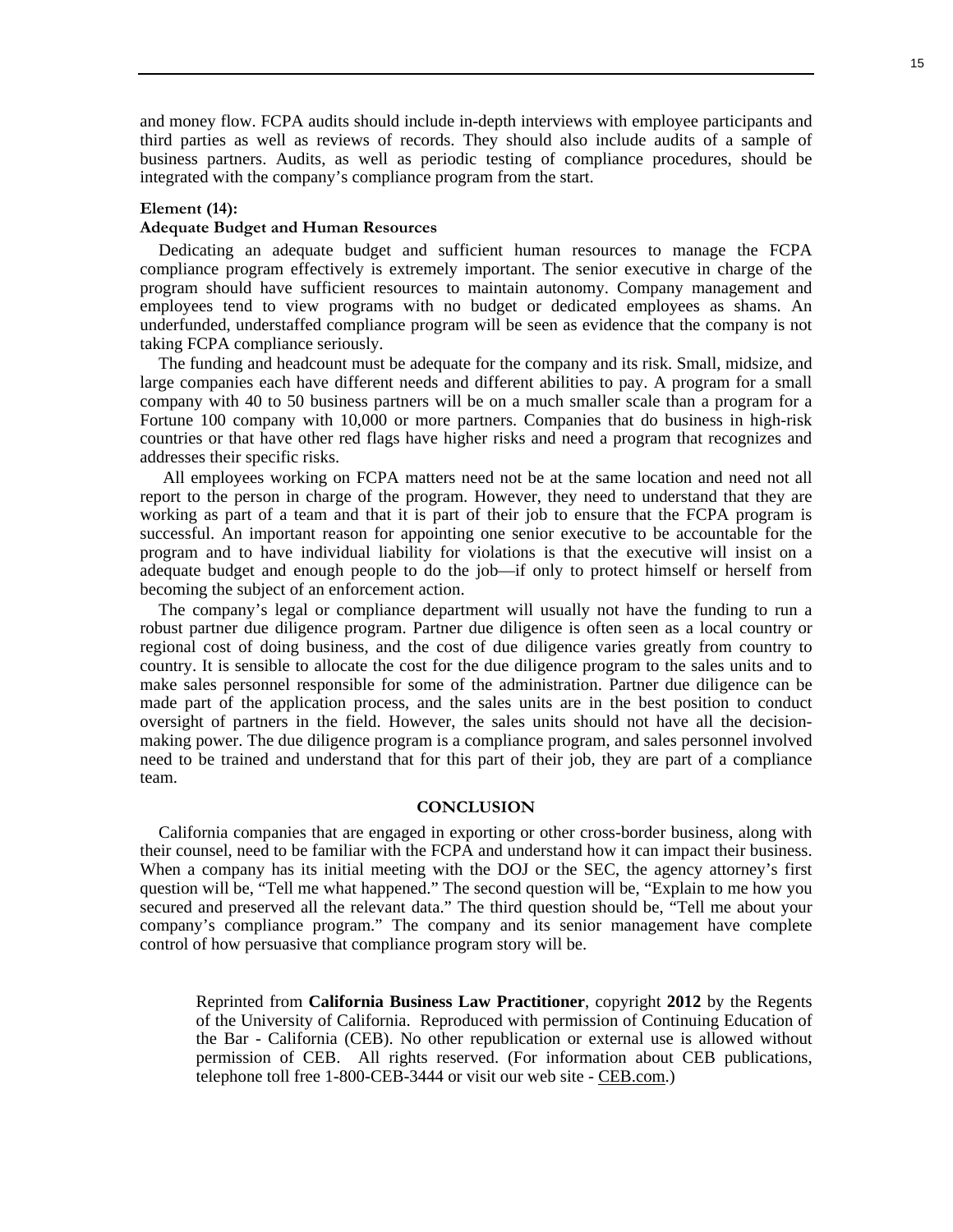and money flow. FCPA audits should include in-depth interviews with employee participants and third parties as well as reviews of records. They should also include audits of a sample of business partners. Audits, as well as periodic testing of compliance procedures, should be integrated with the company's compliance program from the start.

**Element (14):**
**Adequate Budget and Human Resources**

Dedicating an adequate budget and sufficient human resources to manage the FCPA compliance program effectively is extremely important. The senior executive in charge of the program should have sufficient resources to maintain autonomy. Company management and employees tend to view programs with no budget or dedicated employees as shams. An underfunded, understaffed compliance program will be seen as evidence that the company is not taking FCPA compliance seriously.

The funding and headcount must be adequate for the company and its risk. Small, midsize, and large companies each have different needs and different abilities to pay. A program for a small company with 40 to 50 business partners will be on a much smaller scale than a program for a Fortune 100 company with 10,000 or more partners. Companies that do business in high-risk countries or that have other red flags have higher risks and need a program that recognizes and addresses their specific risks.

All employees working on FCPA matters need not be at the same location and need not all report to the person in charge of the program. However, they need to understand that they are working as part of a team and that it is part of their job to ensure that the FCPA program is successful. An important reason for appointing one senior executive to be accountable for the program and to have individual liability for violations is that the executive will insist on a adequate budget and enough people to do the job—if only to protect himself or herself from becoming the subject of an enforcement action.

The company's legal or compliance department will usually not have the funding to run a robust partner due diligence program. Partner due diligence is often seen as a local country or regional cost of doing business, and the cost of due diligence varies greatly from country to country. It is sensible to allocate the cost for the due diligence program to the sales units and to make sales personnel responsible for some of the administration. Partner due diligence can be made part of the application process, and the sales units are in the best position to conduct oversight of partners in the field. However, the sales units should not have all the decision-making power. The due diligence program is a compliance program, and sales personnel involved need to be trained and understand that for this part of their job, they are part of a compliance team.

## CONCLUSION

California companies that are engaged in exporting or other cross-border business, along with their counsel, need to be familiar with the FCPA and understand how it can impact their business. When a company has its initial meeting with the DOJ or the SEC, the agency attorney's first question will be, "Tell me what happened." The second question will be, "Explain to me how you secured and preserved all the relevant data." The third question should be, "Tell me about your company's compliance program." The company and its senior management have complete control of how persuasive that compliance program story will be.

Reprinted from **California Business Law Practitioner**, copyright **2012** by the Regents of the University of California. Reproduced with permission of Continuing Education of the Bar - California (CEB). No other republication or external use is allowed without permission of CEB. All rights reserved. (For information about CEB publications, telephone toll free 1-800-CEB-3444 or visit our web site - CEB.com.)